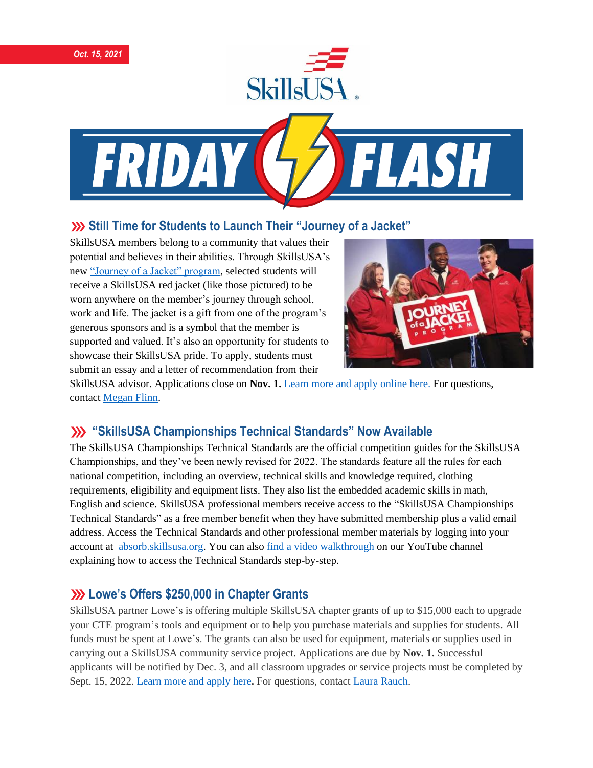*Oct. 15, 2021*

# FRIDAY FLASH

## Still Time for Students to Launch Their "Journey of a Jacket"

SkillsUSA members belong to a community that values their potential and believes in their abilities. Through SkillsUSA's new "Journey of a Jacket" program, selected students will receive a SkillsUSA red jacket (like those pictured) to be worn anywhere on the member's journey through school, work and life. The jacket is a gift from one of the program's generous sponsors and is a symbol that the member is supported and valued. It's also an opportunity for students to showcase their SkillsUSA pride. To apply, students must submit an essay and a letter of recommendation from their SkillsUSA advisor. Applications close on **Nov. 1.** Learn more and apply online here. For questions, contact Megan Flinn.

## "SkillsUSA Championships Technical Standards" Now Available

The SkillsUSA Championships Technical Standards are the official competition guides for the SkillsUSA Championships, and they've been newly revised for 2022. The standards feature all the rules for each national competition, including an overview, technical skills and knowledge required, clothing requirements, eligibility and equipment lists. They also list the embedded academic skills in math, English and science. SkillsUSA professional members receive access to the "SkillsUSA Championships Technical Standards" as a free member benefit when they have submitted membership plus a valid email address. Access the Technical Standards and other professional member materials by logging into your account at absorb.skillsusa.org. You can also find a video walkthrough on our YouTube channel explaining how to access the Technical Standards step-by-step.

## Lowe's Offers $250,000 in Chapter Grants

SkillsUSA partner Lowe's is offering multiple SkillsUSA chapter grants of up to $15,000 each to upgrade your CTE program's tools and equipment or to help you purchase materials and supplies for students. All funds must be spent at Lowe's. The grants can also be used for equipment, materials or supplies used in carrying out a SkillsUSA community service project. Applications are due by **Nov. 1.** Successful applicants will be notified by Dec. 3, and all classroom upgrades or service projects must be completed by Sept. 15, 2022. Learn more and apply here**.** For questions, contact Laura Rauch.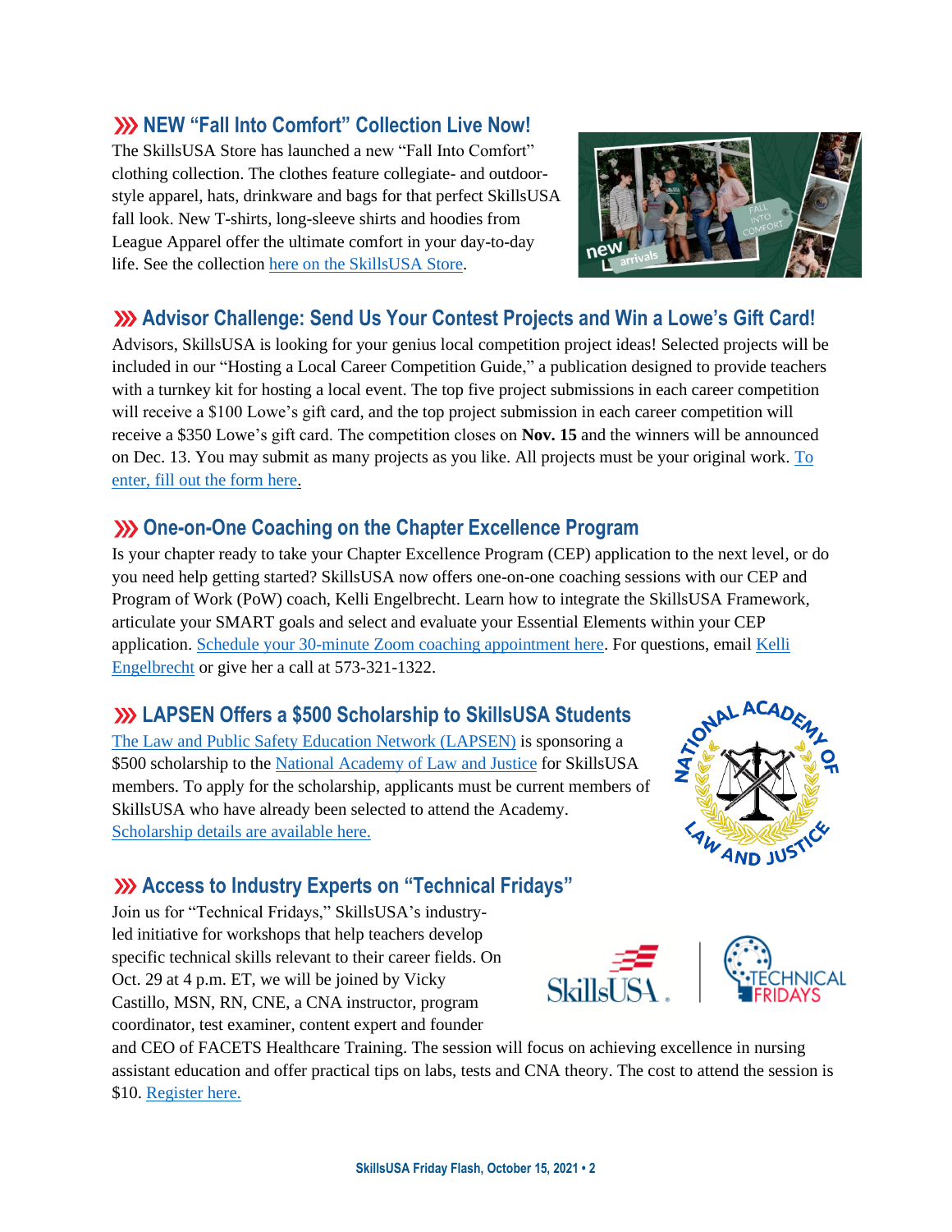## ››› NEW "Fall Into Comfort" Collection Live Now!

The SkillsUSA Store has launched a new "Fall Into Comfort" clothing collection. The clothes feature collegiate- and outdoor-style apparel, hats, drinkware and bags for that perfect SkillsUSA fall look. New T-shirts, long-sleeve shirts and hoodies from League Apparel offer the ultimate comfort in your day-to-day life. See the collection here on the SkillsUSA Store.

## ››› Advisor Challenge: Send Us Your Contest Projects and Win a Lowe's Gift Card!

Advisors, SkillsUSA is looking for your genius local competition project ideas! Selected projects will be included in our "Hosting a Local Career Competition Guide," a publication designed to provide teachers with a turnkey kit for hosting a local event. The top five project submissions in each career competition will receive a $100 Lowe's gift card, and the top project submission in each career competition will receive a $350 Lowe's gift card. The competition closes on **Nov. 15** and the winners will be announced on Dec. 13. You may submit as many projects as you like. All projects must be your original work. To enter, fill out the form here.

## ››› One-on-One Coaching on the Chapter Excellence Program

Is your chapter ready to take your Chapter Excellence Program (CEP) application to the next level, or do you need help getting started? SkillsUSA now offers one-on-one coaching sessions with our CEP and Program of Work (PoW) coach, Kelli Engelbrecht. Learn how to integrate the SkillsUSA Framework, articulate your SMART goals and select and evaluate your Essential Elements within your CEP application. Schedule your 30-minute Zoom coaching appointment here. For questions, email Kelli Engelbrecht or give her a call at 573-321-1322.

## ››› LAPSEN Offers a $500 Scholarship to SkillsUSA Students

The Law and Public Safety Education Network (LAPSEN) is sponsoring a $500 scholarship to the National Academy of Law and Justice for SkillsUSA members. To apply for the scholarship, applicants must be current members of SkillsUSA who have already been selected to attend the Academy. Scholarship details are available here.

## ››› Access to Industry Experts on "Technical Fridays"

Join us for "Technical Fridays," SkillsUSA's industry-led initiative for workshops that help teachers develop specific technical skills relevant to their career fields. On Oct. 29 at 4 p.m. ET, we will be joined by Vicky Castillo, MSN, RN, CNE, a CNA instructor, program coordinator, test examiner, content expert and founder and CEO of FACETS Healthcare Training. The session will focus on achieving excellence in nursing assistant education and offer practical tips on labs, tests and CNA theory. The cost to attend the session is $10. Register here.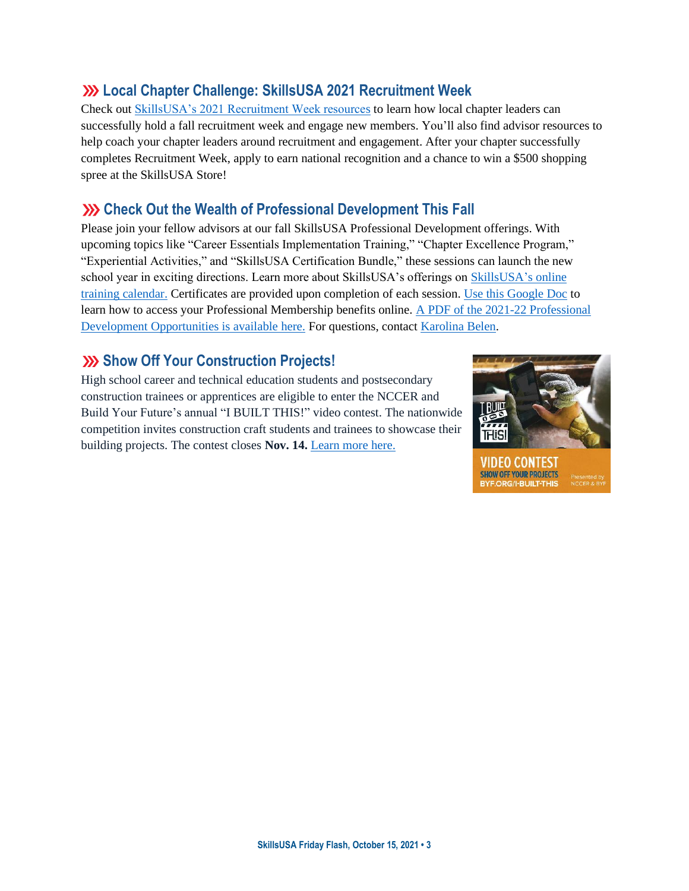## ››› Local Chapter Challenge: SkillsUSA 2021 Recruitment Week

Check out SkillsUSA's 2021 Recruitment Week resources to learn how local chapter leaders can successfully hold a fall recruitment week and engage new members. You'll also find advisor resources to help coach your chapter leaders around recruitment and engagement. After your chapter successfully completes Recruitment Week, apply to earn national recognition and a chance to win a $500 shopping spree at the SkillsUSA Store!

## ››› Check Out the Wealth of Professional Development This Fall

Please join your fellow advisors at our fall SkillsUSA Professional Development offerings. With upcoming topics like "Career Essentials Implementation Training," "Chapter Excellence Program," "Experiential Activities," and "SkillsUSA Certification Bundle," these sessions can launch the new school year in exciting directions. Learn more about SkillsUSA's offerings on SkillsUSA's online training calendar. Certificates are provided upon completion of each session. Use this Google Doc to learn how to access your Professional Membership benefits online. A PDF of the 2021-22 Professional Development Opportunities is available here. For questions, contact Karolina Belen.

## ››› Show Off Your Construction Projects!

High school career and technical education students and postsecondary construction trainees or apprentices are eligible to enter the NCCER and Build Your Future's annual "I BUILT THIS!" video contest. The nationwide competition invites construction craft students and trainees to showcase their building projects. The contest closes **Nov. 14.** Learn more here.